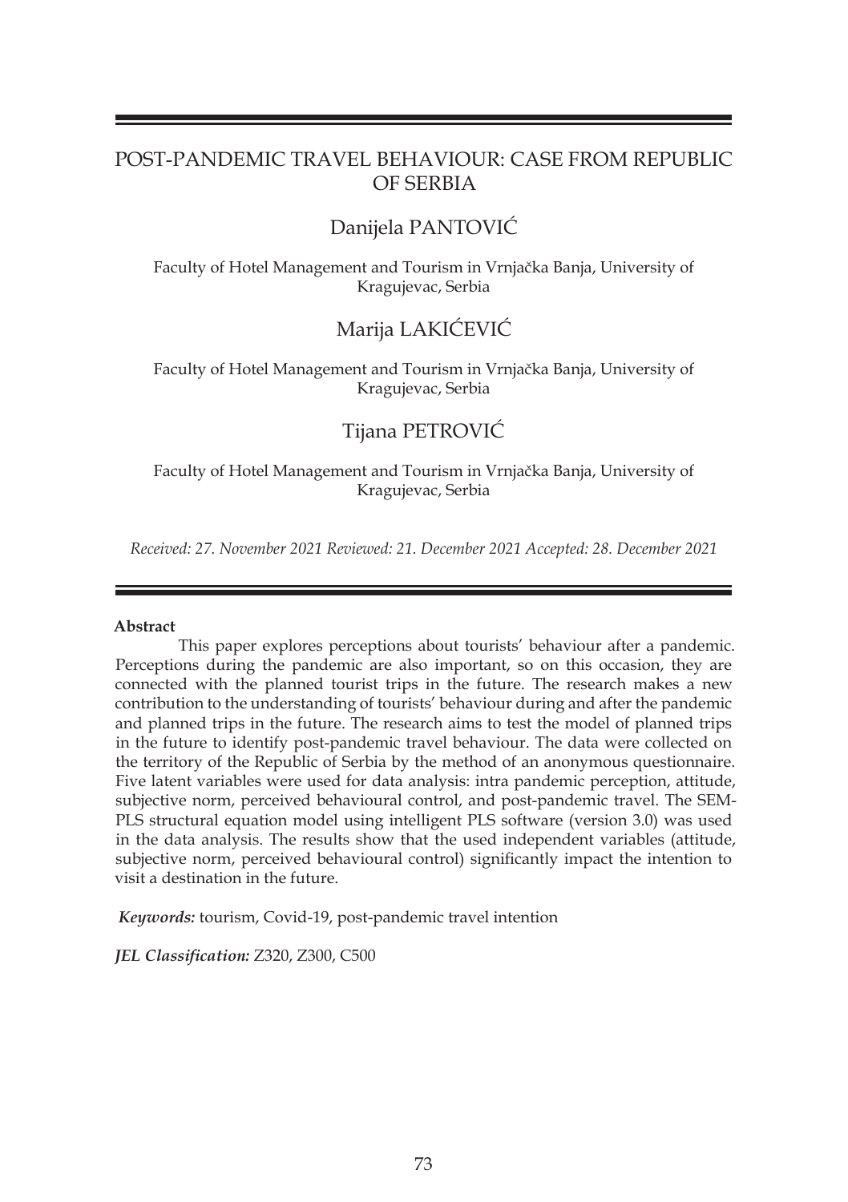# POST-PANDEMIC TRAVEL BEHAVIOUR: CASE FROM REPUBLIC OF SERBIA

## Danijela PANTOVIĆ

Faculty of Hotel Management and Tourism in Vrnjačka Banja, University of Kragujevac, Serbia

## Marija LAKIĆEVIĆ

Faculty of Hotel Management and Tourism in Vrnjačka Banja, University of Kragujevac, Serbia

## Tijana PETROVIĆ

Faculty of Hotel Management and Tourism in Vrnjačka Banja, University of Kragujevac, Serbia

*Received: 27. November 2021 Reviewed: 21. December 2021 Accepted: 28. December 2021*

**Abstract**

This paper explores perceptions about tourists' behaviour after a pandemic. Perceptions during the pandemic are also important, so on this occasion, they are connected with the planned tourist trips in the future. The research makes a new contribution to the understanding of tourists' behaviour during and after the pandemic and planned trips in the future. The research aims to test the model of planned trips in the future to identify post-pandemic travel behaviour. The data were collected on the territory of the Republic of Serbia by the method of an anonymous questionnaire. Five latent variables were used for data analysis: intra pandemic perception, attitude, subjective norm, perceived behavioural control, and post-pandemic travel. The SEM-PLS structural equation model using intelligent PLS software (version 3.0) was used in the data analysis. The results show that the used independent variables (attitude, subjective norm, perceived behavioural control) significantly impact the intention to visit a destination in the future.

***Keywords:*** tourism, Covid-19, post-pandemic travel intention

***JEL Classification:*** Z320, Z300, C500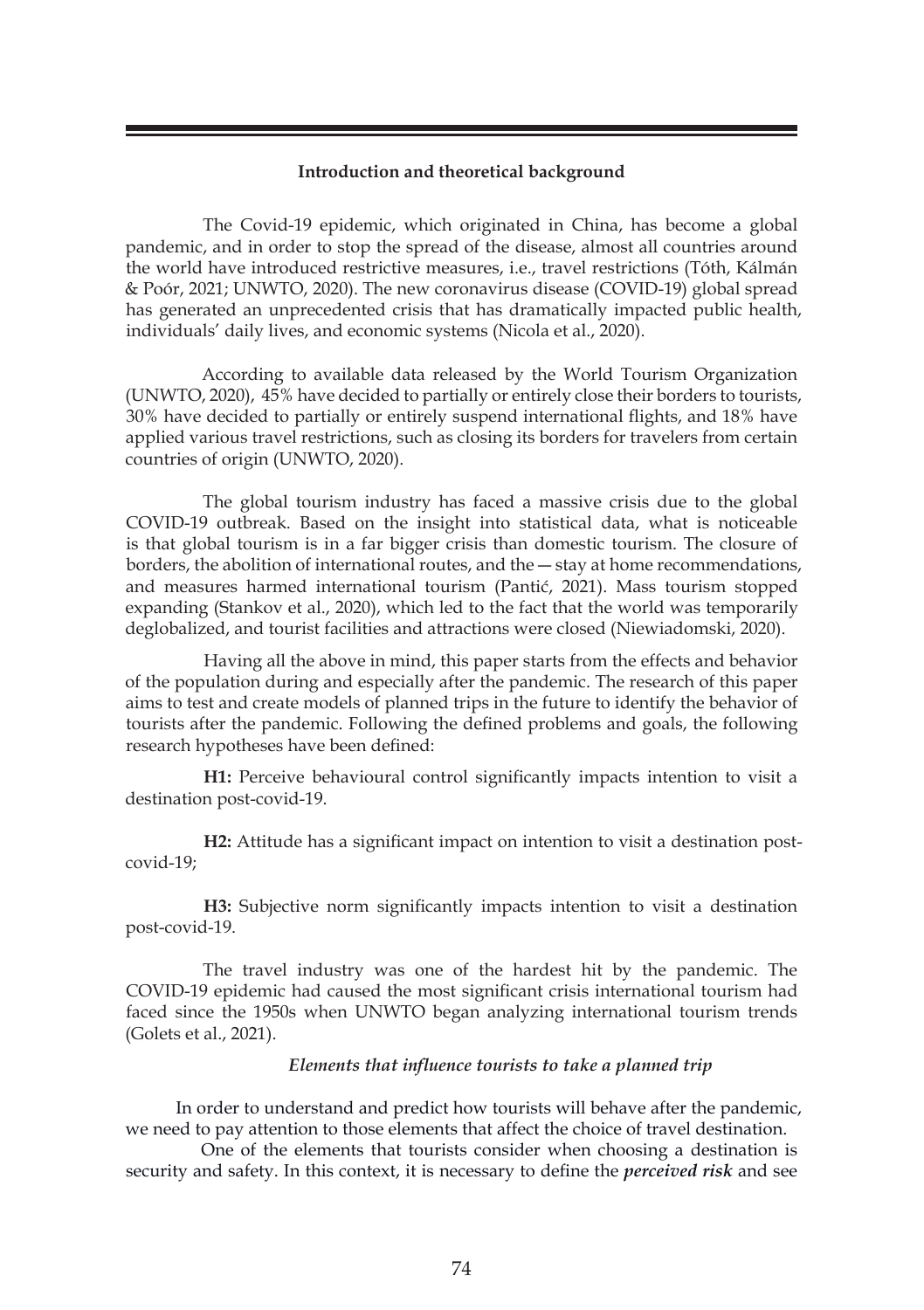## Introduction and theoretical background

The Covid-19 epidemic, which originated in China, has become a global pandemic, and in order to stop the spread of the disease, almost all countries around the world have introduced restrictive measures, i.e., travel restrictions (Tóth, Kálmán & Poór, 2021; UNWTO, 2020). The new coronavirus disease (COVID-19) global spread has generated an unprecedented crisis that has dramatically impacted public health, individuals' daily lives, and economic systems (Nicola et al., 2020).

According to available data released by the World Tourism Organization (UNWTO, 2020), 45% have decided to partially or entirely close their borders to tourists, 30% have decided to partially or entirely suspend international flights, and 18% have applied various travel restrictions, such as closing its borders for travelers from certain countries of origin (UNWTO, 2020).

The global tourism industry has faced a massive crisis due to the global COVID-19 outbreak. Based on the insight into statistical data, what is noticeable is that global tourism is in a far bigger crisis than domestic tourism. The closure of borders, the abolition of international routes, and the — stay at home recommendations, and measures harmed international tourism (Pantić, 2021). Mass tourism stopped expanding (Stankov et al., 2020), which led to the fact that the world was temporarily deglobalized, and tourist facilities and attractions were closed (Niewiadomski, 2020).

Having all the above in mind, this paper starts from the effects and behavior of the population during and especially after the pandemic. The research of this paper aims to test and create models of planned trips in the future to identify the behavior of tourists after the pandemic. Following the defined problems and goals, the following research hypotheses have been defined:

**H1:** Perceive behavioural control significantly impacts intention to visit a destination post-covid-19.

**H2:** Attitude has a significant impact on intention to visit a destination post-covid-19;

**H3:** Subjective norm significantly impacts intention to visit a destination post-covid-19.

The travel industry was one of the hardest hit by the pandemic. The COVID-19 epidemic had caused the most significant crisis international tourism had faced since the 1950s when UNWTO began analyzing international tourism trends (Golets et al., 2021).

### *Elements that influence tourists to take a planned trip*

In order to understand and predict how tourists will behave after the pandemic, we need to pay attention to those elements that affect the choice of travel destination.

One of the elements that tourists consider when choosing a destination is security and safety. In this context, it is necessary to define the ***perceived risk*** and see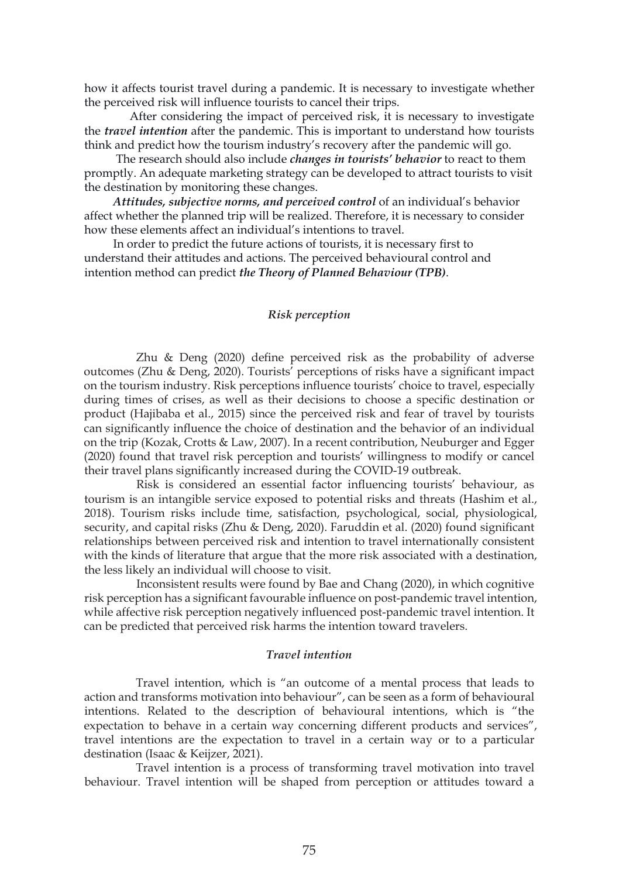how it affects tourist travel during a pandemic. It is necessary to investigate whether the perceived risk will influence tourists to cancel their trips.

After considering the impact of perceived risk, it is necessary to investigate the ***travel intention*** after the pandemic. This is important to understand how tourists think and predict how the tourism industry's recovery after the pandemic will go.

The research should also include ***changes in tourists' behavior*** to react to them promptly. An adequate marketing strategy can be developed to attract tourists to visit the destination by monitoring these changes.

***Attitudes, subjective norms, and perceived control*** of an individual's behavior affect whether the planned trip will be realized. Therefore, it is necessary to consider how these elements affect an individual's intentions to travel.

In order to predict the future actions of tourists, it is necessary first to understand their attitudes and actions. The perceived behavioural control and intention method can predict ***the Theory of Planned Behaviour (TPB)***.

### *Risk perception*

Zhu & Deng (2020) define perceived risk as the probability of adverse outcomes (Zhu & Deng, 2020). Tourists' perceptions of risks have a significant impact on the tourism industry. Risk perceptions influence tourists' choice to travel, especially during times of crises, as well as their decisions to choose a specific destination or product (Hajibaba et al., 2015) since the perceived risk and fear of travel by tourists can significantly influence the choice of destination and the behavior of an individual on the trip (Kozak, Crotts & Law, 2007). In a recent contribution, Neuburger and Egger (2020) found that travel risk perception and tourists' willingness to modify or cancel their travel plans significantly increased during the COVID-19 outbreak.

Risk is considered an essential factor influencing tourists' behaviour, as tourism is an intangible service exposed to potential risks and threats (Hashim et al., 2018). Tourism risks include time, satisfaction, psychological, social, physiological, security, and capital risks (Zhu & Deng, 2020). Faruddin et al. (2020) found significant relationships between perceived risk and intention to travel internationally consistent with the kinds of literature that argue that the more risk associated with a destination, the less likely an individual will choose to visit.

Inconsistent results were found by Bae and Chang (2020), in which cognitive risk perception has a significant favourable influence on post-pandemic travel intention, while affective risk perception negatively influenced post-pandemic travel intention. It can be predicted that perceived risk harms the intention toward travelers.

### *Travel intention*

Travel intention, which is "an outcome of a mental process that leads to action and transforms motivation into behaviour", can be seen as a form of behavioural intentions. Related to the description of behavioural intentions, which is "the expectation to behave in a certain way concerning different products and services", travel intentions are the expectation to travel in a certain way or to a particular destination (Isaac & Keijzer, 2021).

Travel intention is a process of transforming travel motivation into travel behaviour. Travel intention will be shaped from perception or attitudes toward a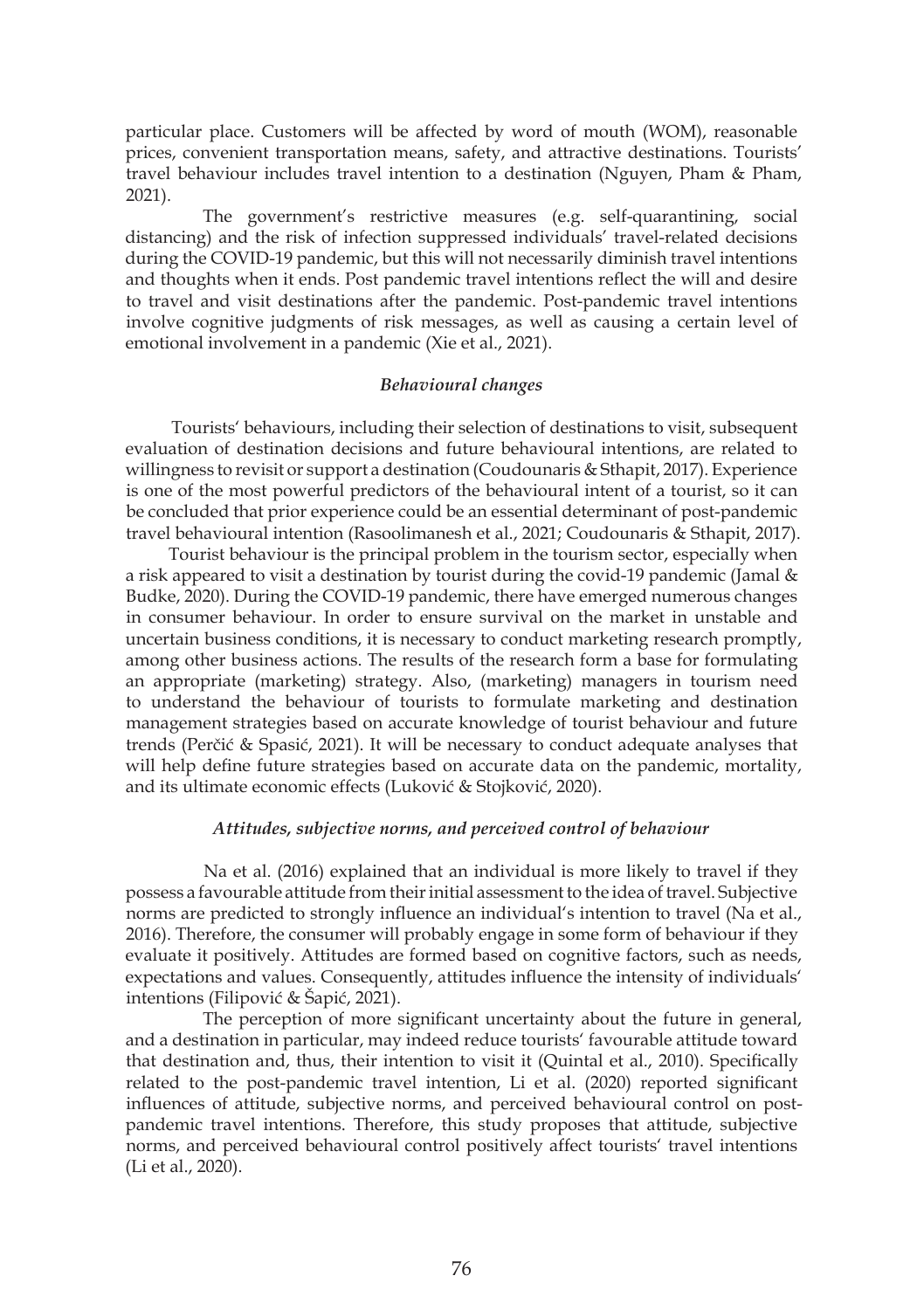particular place. Customers will be affected by word of mouth (WOM), reasonable prices, convenient transportation means, safety, and attractive destinations. Tourists' travel behaviour includes travel intention to a destination (Nguyen, Pham & Pham, 2021).

The government's restrictive measures (e.g. self-quarantining, social distancing) and the risk of infection suppressed individuals' travel-related decisions during the COVID-19 pandemic, but this will not necessarily diminish travel intentions and thoughts when it ends. Post pandemic travel intentions reflect the will and desire to travel and visit destinations after the pandemic. Post-pandemic travel intentions involve cognitive judgments of risk messages, as well as causing a certain level of emotional involvement in a pandemic (Xie et al., 2021).

### *Behavioural changes*

Tourists' behaviours, including their selection of destinations to visit, subsequent evaluation of destination decisions and future behavioural intentions, are related to willingness to revisit or support a destination (Coudounaris & Sthapit, 2017). Experience is one of the most powerful predictors of the behavioural intent of a tourist, so it can be concluded that prior experience could be an essential determinant of post-pandemic travel behavioural intention (Rasoolimanesh et al., 2021; Coudounaris & Sthapit, 2017).

Tourist behaviour is the principal problem in the tourism sector, especially when a risk appeared to visit a destination by tourist during the covid-19 pandemic (Jamal & Budke, 2020). During the COVID-19 pandemic, there have emerged numerous changes in consumer behaviour. In order to ensure survival on the market in unstable and uncertain business conditions, it is necessary to conduct marketing research promptly, among other business actions. The results of the research form a base for formulating an appropriate (marketing) strategy. Also, (marketing) managers in tourism need to understand the behaviour of tourists to formulate marketing and destination management strategies based on accurate knowledge of tourist behaviour and future trends (Perčić & Spasić, 2021). It will be necessary to conduct adequate analyses that will help define future strategies based on accurate data on the pandemic, mortality, and its ultimate economic effects (Luković & Stojković, 2020).

### *Attitudes, subjective norms, and perceived control of behaviour*

Na et al. (2016) explained that an individual is more likely to travel if they possess a favourable attitude from their initial assessment to the idea of travel. Subjective norms are predicted to strongly influence an individual's intention to travel (Na et al., 2016). Therefore, the consumer will probably engage in some form of behaviour if they evaluate it positively. Attitudes are formed based on cognitive factors, such as needs, expectations and values. Consequently, attitudes influence the intensity of individuals' intentions (Filipović & Šapić, 2021).

The perception of more significant uncertainty about the future in general, and a destination in particular, may indeed reduce tourists' favourable attitude toward that destination and, thus, their intention to visit it (Quintal et al., 2010). Specifically related to the post-pandemic travel intention, Li et al. (2020) reported significant influences of attitude, subjective norms, and perceived behavioural control on post-pandemic travel intentions. Therefore, this study proposes that attitude, subjective norms, and perceived behavioural control positively affect tourists' travel intentions (Li et al., 2020).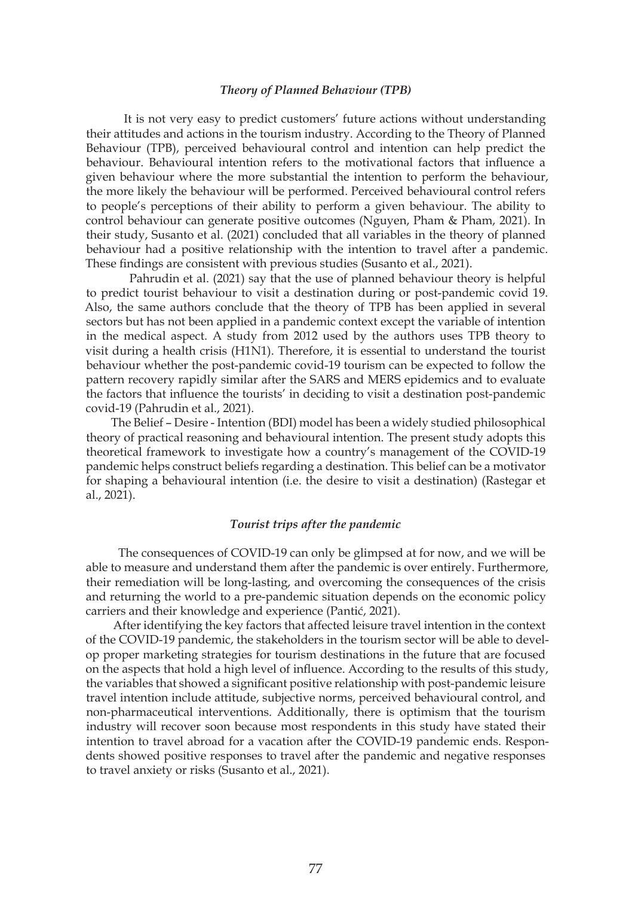### *Theory of Planned Behaviour (TPB)*

It is not very easy to predict customers' future actions without understanding their attitudes and actions in the tourism industry. According to the Theory of Planned Behaviour (TPB), perceived behavioural control and intention can help predict the behaviour. Behavioural intention refers to the motivational factors that influence a given behaviour where the more substantial the intention to perform the behaviour, the more likely the behaviour will be performed. Perceived behavioural control refers to people's perceptions of their ability to perform a given behaviour. The ability to control behaviour can generate positive outcomes (Nguyen, Pham & Pham, 2021). In their study, Susanto et al. (2021) concluded that all variables in the theory of planned behaviour had a positive relationship with the intention to travel after a pandemic. These findings are consistent with previous studies (Susanto et al., 2021).

Pahrudin et al. (2021) say that the use of planned behaviour theory is helpful to predict tourist behaviour to visit a destination during or post-pandemic covid 19. Also, the same authors conclude that the theory of TPB has been applied in several sectors but has not been applied in a pandemic context except the variable of intention in the medical aspect. A study from 2012 used by the authors uses TPB theory to visit during a health crisis (H1N1). Therefore, it is essential to understand the tourist behaviour whether the post-pandemic covid-19 tourism can be expected to follow the pattern recovery rapidly similar after the SARS and MERS epidemics and to evaluate the factors that influence the tourists' in deciding to visit a destination post-pandemic covid-19 (Pahrudin et al., 2021).

The Belief – Desire - Intention (BDI) model has been a widely studied philosophical theory of practical reasoning and behavioural intention. The present study adopts this theoretical framework to investigate how a country's management of the COVID-19 pandemic helps construct beliefs regarding a destination. This belief can be a motivator for shaping a behavioural intention (i.e. the desire to visit a destination) (Rastegar et al., 2021).

### *Tourist trips after the pandemic*

The consequences of COVID-19 can only be glimpsed at for now, and we will be able to measure and understand them after the pandemic is over entirely. Furthermore, their remediation will be long-lasting, and overcoming the consequences of the crisis and returning the world to a pre-pandemic situation depends on the economic policy carriers and their knowledge and experience (Pantić, 2021).

After identifying the key factors that affected leisure travel intention in the context of the COVID-19 pandemic, the stakeholders in the tourism sector will be able to develop proper marketing strategies for tourism destinations in the future that are focused on the aspects that hold a high level of influence. According to the results of this study, the variables that showed a significant positive relationship with post-pandemic leisure travel intention include attitude, subjective norms, perceived behavioural control, and non-pharmaceutical interventions. Additionally, there is optimism that the tourism industry will recover soon because most respondents in this study have stated their intention to travel abroad for a vacation after the COVID-19 pandemic ends. Respondents showed positive responses to travel after the pandemic and negative responses to travel anxiety or risks (Susanto et al., 2021).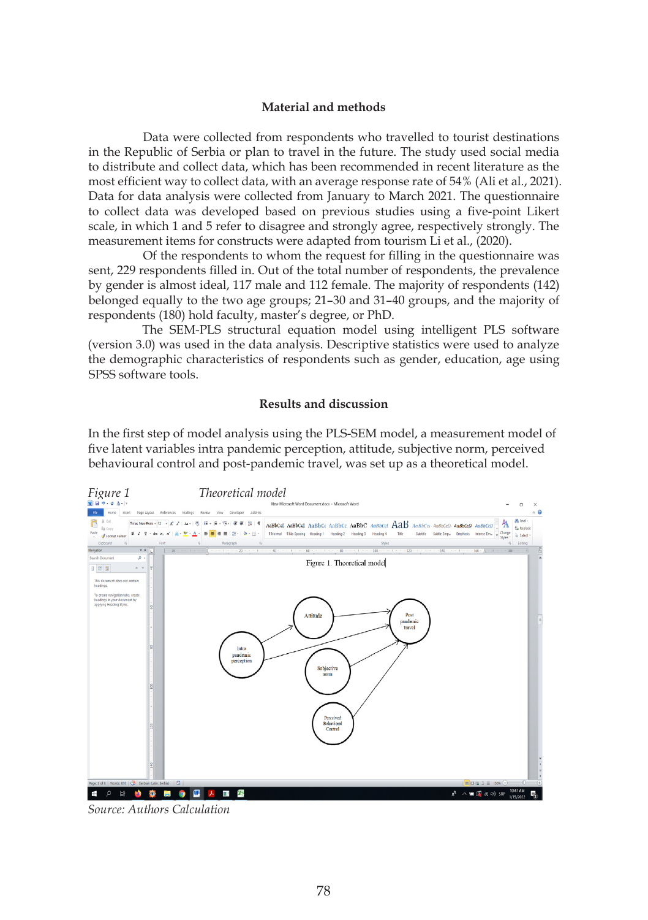## Material and methods

Data were collected from respondents who travelled to tourist destinations in the Republic of Serbia or plan to travel in the future. The study used social media to distribute and collect data, which has been recommended in recent literature as the most efficient way to collect data, with an average response rate of 54% (Ali et al., 2021). Data for data analysis were collected from January to March 2021. The questionnaire to collect data was developed based on previous studies using a five-point Likert scale, in which 1 and 5 refer to disagree and strongly agree, respectively strongly. The measurement items for constructs were adapted from tourism Li et al., (2020).

Of the respondents to whom the request for filling in the questionnaire was sent, 229 respondents filled in. Out of the total number of respondents, the prevalence by gender is almost ideal, 117 male and 112 female. The majority of respondents (142) belonged equally to the two age groups; 21–30 and 31–40 groups, and the majority of respondents (180) hold faculty, master's degree, or PhD.

The SEM-PLS structural equation model using intelligent PLS software (version 3.0) was used in the data analysis. Descriptive statistics were used to analyze the demographic characteristics of respondents such as gender, education, age using SPSS software tools.

## Results and discussion

In the first step of model analysis using the PLS-SEM model, a measurement model of five latent variables intra pandemic perception, attitude, subjective norm, perceived behavioural control and post-pandemic travel, was set up as a theoretical model.

*Figure 1* *Theoretical model*

*Source: Authors Calculation*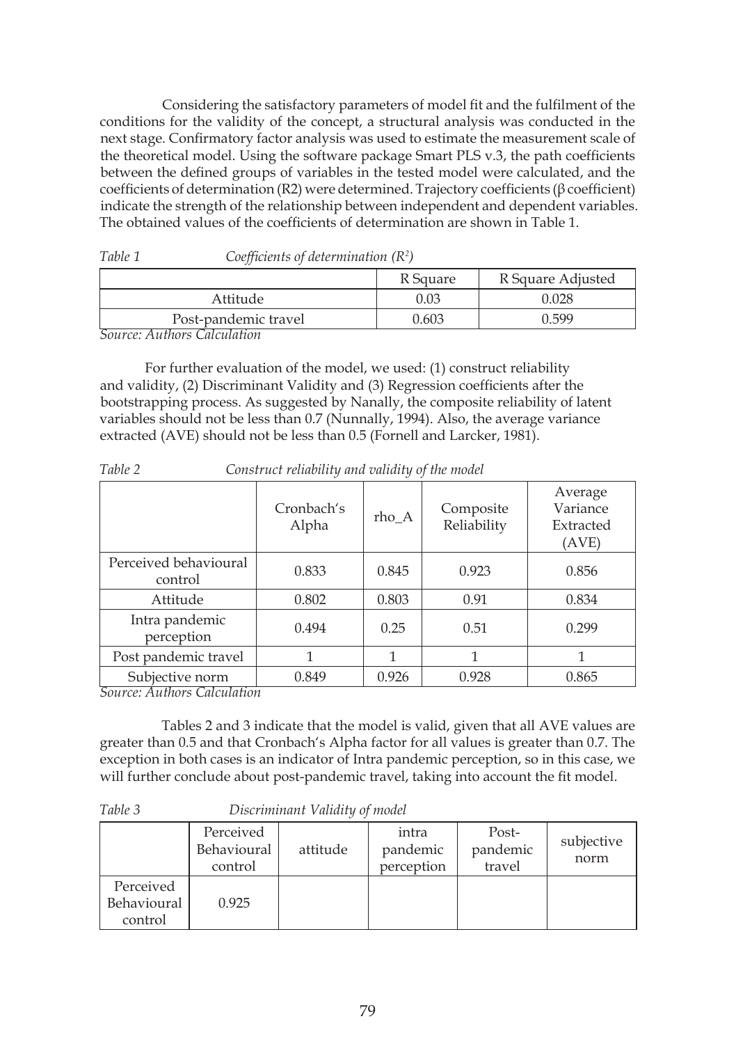Considering the satisfactory parameters of model fit and the fulfilment of the conditions for the validity of the concept, a structural analysis was conducted in the next stage. Confirmatory factor analysis was used to estimate the measurement scale of the theoretical model. Using the software package Smart PLS v.3, the path coefficients between the defined groups of variables in the tested model were calculated, and the coefficients of determination (R2) were determined. Trajectory coefficients (β coefficient) indicate the strength of the relationship between independent and dependent variables. The obtained values of the coefficients of determination are shown in Table 1.

*Table 1* *Coefficients of determination ($R^2$)*

| | R Square | R Square Adjusted |
|---|---|---|
| Attitude | 0.03 | 0.028 |
| Post-pandemic travel | 0.603 | 0.599 |

*Source: Authors Calculation*

For further evaluation of the model, we used: (1) construct reliability and validity, (2) Discriminant Validity and (3) Regression coefficients after the bootstrapping process. As suggested by Nanally, the composite reliability of latent variables should not be less than 0.7 (Nunnally, 1994). Also, the average variance extracted (AVE) should not be less than 0.5 (Fornell and Larcker, 1981).

*Table 2* *Construct reliability and validity of the model*

| | Cronbach's Alpha | rho_A | Composite Reliability | Average Variance Extracted (AVE) |
|---|---|---|---|---|
| Perceived behavioural control | 0.833 | 0.845 | 0.923 | 0.856 |
| Attitude | 0.802 | 0.803 | 0.91 | 0.834 |
| Intra pandemic perception | 0.494 | 0.25 | 0.51 | 0.299 |
| Post pandemic travel | 1 | 1 | 1 | 1 |
| Subjective norm | 0.849 | 0.926 | 0.928 | 0.865 |

*Source: Authors Calculation*

Tables 2 and 3 indicate that the model is valid, given that all AVE values are greater than 0.5 and that Cronbach's Alpha factor for all values is greater than 0.7. The exception in both cases is an indicator of Intra pandemic perception, so in this case, we will further conclude about post-pandemic travel, taking into account the fit model.

*Table 3* *Discriminant Validity of model*

| | Perceived Behavioural control | attitude | intra pandemic perception | Post-pandemic travel | subjective norm |
|---|---|---|---|---|---|
| Perceived Behavioural control | 0.925 | | | | |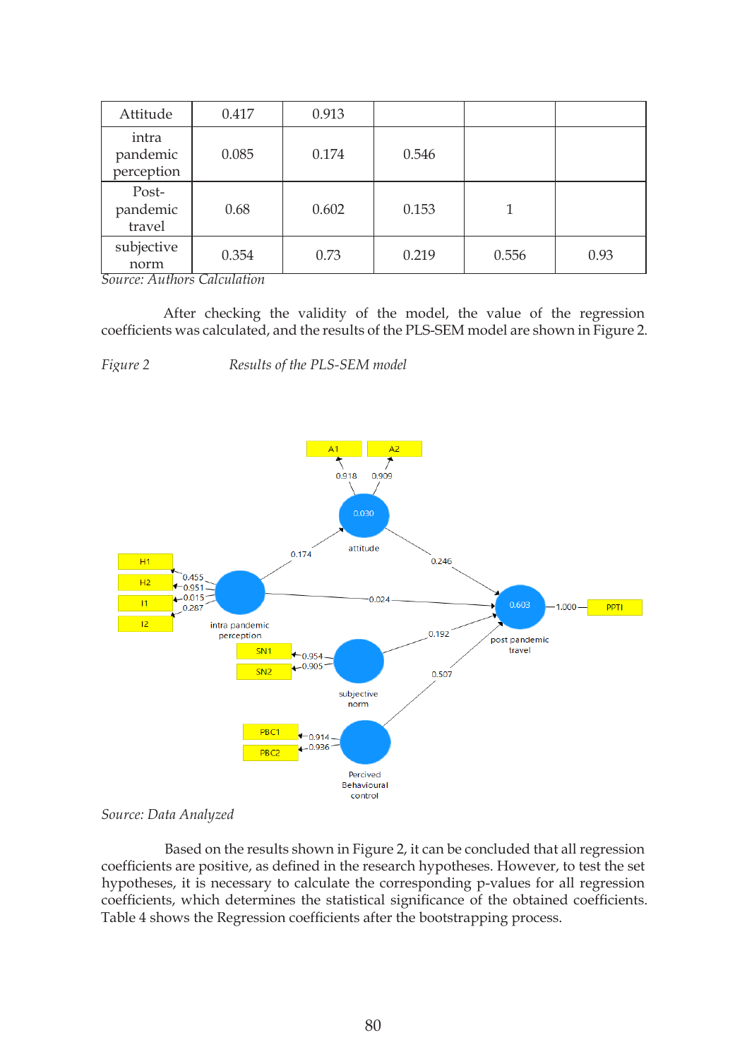| | | | | | |
|---|---|---|---|---|---|
| Attitude | 0.417 | 0.913 | | | |
| intra pandemic perception | 0.085 | 0.174 | 0.546 | | |
| Post-pandemic travel | 0.68 | 0.602 | 0.153 | 1 | |
| subjective norm | 0.354 | 0.73 | 0.219 | 0.556 | 0.93 |

*Source: Authors Calculation*

After checking the validity of the model, the value of the regression coefficients was calculated, and the results of the PLS-SEM model are shown in Figure 2.

*Figure 2* *Results of the PLS-SEM model*

*Source: Data Analyzed*

Based on the results shown in Figure 2, it can be concluded that all regression coefficients are positive, as defined in the research hypotheses. However, to test the set hypotheses, it is necessary to calculate the corresponding p-values for all regression coefficients, which determines the statistical significance of the obtained coefficients. Table 4 shows the Regression coefficients after the bootstrapping process.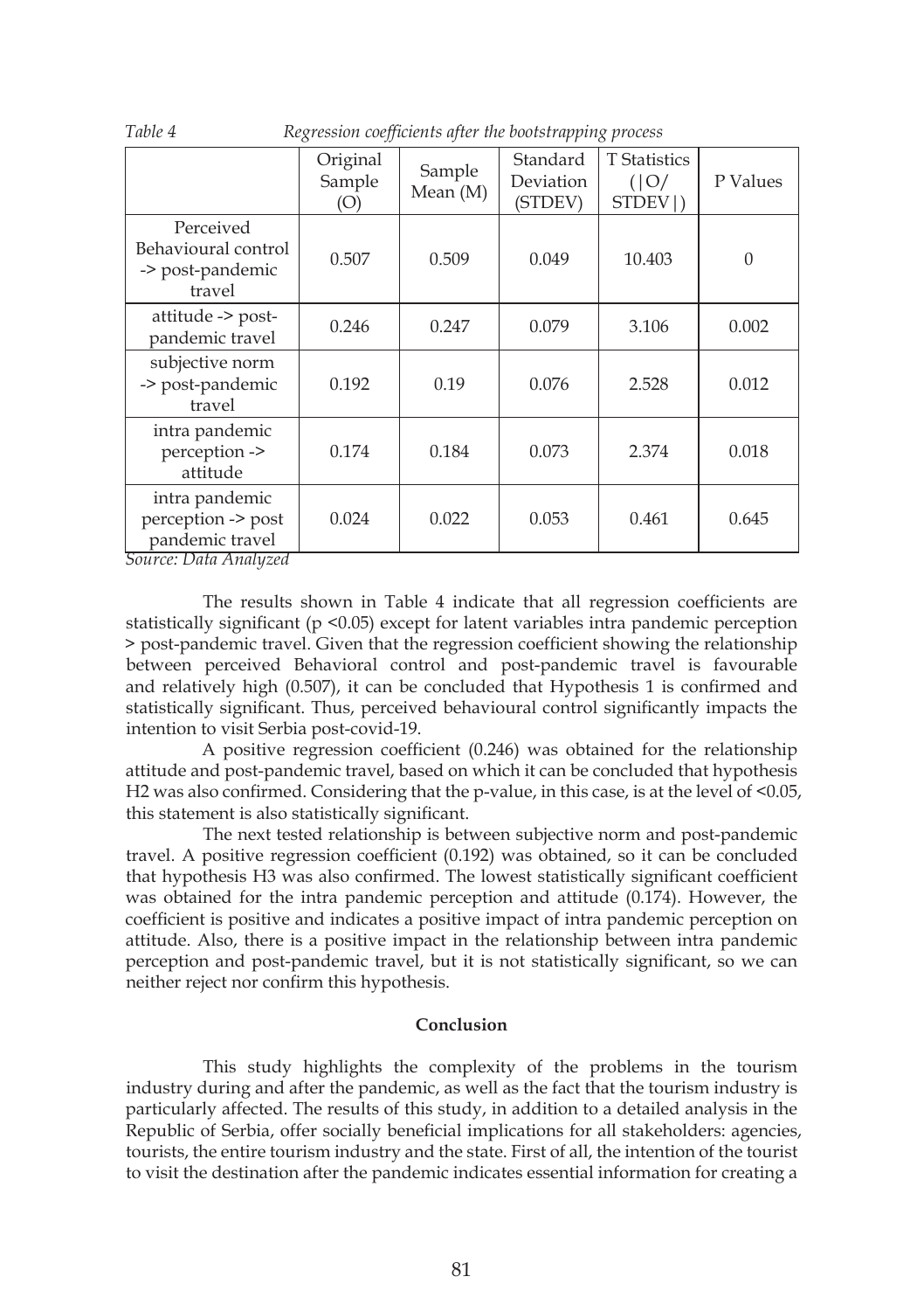*Table 4* *Regression coefficients after the bootstrapping process*

| | Original Sample (O) | Sample Mean (M) | Standard Deviation (STDEV) | T Statistics (\|O/ STDEV\|) | P Values |
|---|---|---|---|---|---|
| Perceived Behavioural control -> post-pandemic travel | 0.507 | 0.509 | 0.049 | 10.403 | 0 |
| attitude -> post-pandemic travel | 0.246 | 0.247 | 0.079 | 3.106 | 0.002 |
| subjective norm -> post-pandemic travel | 0.192 | 0.19 | 0.076 | 2.528 | 0.012 |
| intra pandemic perception -> attitude | 0.174 | 0.184 | 0.073 | 2.374 | 0.018 |
| intra pandemic perception -> post pandemic travel | 0.024 | 0.022 | 0.053 | 0.461 | 0.645 |

*Source: Data Analyzed*

The results shown in Table 4 indicate that all regression coefficients are statistically significant ($p < 0.05$) except for latent variables intra pandemic perception > post-pandemic travel. Given that the regression coefficient showing the relationship between perceived Behavioral control and post-pandemic travel is favourable and relatively high (0.507), it can be concluded that Hypothesis 1 is confirmed and statistically significant. Thus, perceived behavioural control significantly impacts the intention to visit Serbia post-covid-19.

A positive regression coefficient (0.246) was obtained for the relationship attitude and post-pandemic travel, based on which it can be concluded that hypothesis H2 was also confirmed. Considering that the p-value, in this case, is at the level of <0.05, this statement is also statistically significant.

The next tested relationship is between subjective norm and post-pandemic travel. A positive regression coefficient (0.192) was obtained, so it can be concluded that hypothesis H3 was also confirmed. The lowest statistically significant coefficient was obtained for the intra pandemic perception and attitude (0.174). However, the coefficient is positive and indicates a positive impact of intra pandemic perception on attitude. Also, there is a positive impact in the relationship between intra pandemic perception and post-pandemic travel, but it is not statistically significant, so we can neither reject nor confirm this hypothesis.

## Conclusion

This study highlights the complexity of the problems in the tourism industry during and after the pandemic, as well as the fact that the tourism industry is particularly affected. The results of this study, in addition to a detailed analysis in the Republic of Serbia, offer socially beneficial implications for all stakeholders: agencies, tourists, the entire tourism industry and the state. First of all, the intention of the tourist to visit the destination after the pandemic indicates essential information for creating a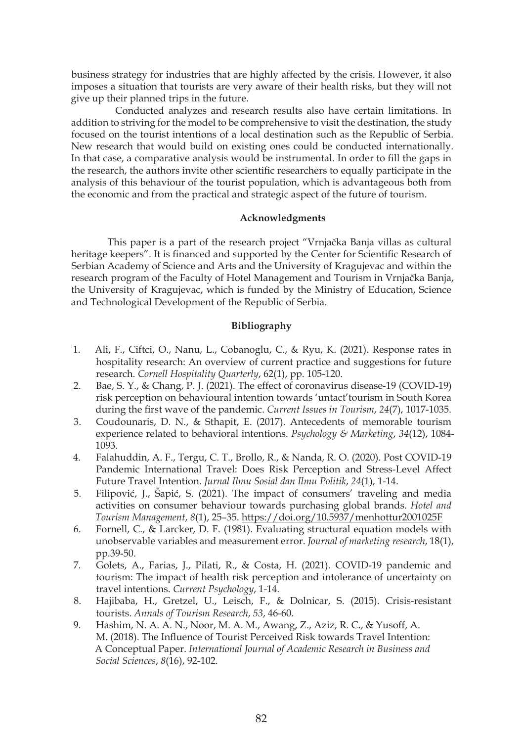business strategy for industries that are highly affected by the crisis. However, it also imposes a situation that tourists are very aware of their health risks, but they will not give up their planned trips in the future.

Conducted analyzes and research results also have certain limitations. In addition to striving for the model to be comprehensive to visit the destination, the study focused on the tourist intentions of a local destination such as the Republic of Serbia. New research that would build on existing ones could be conducted internationally. In that case, a comparative analysis would be instrumental. In order to fill the gaps in the research, the authors invite other scientific researchers to equally participate in the analysis of this behaviour of the tourist population, which is advantageous both from the economic and from the practical and strategic aspect of the future of tourism.

## Acknowledgments

This paper is a part of the research project "Vrnjačka Banja villas as cultural heritage keepers". It is financed and supported by the Center for Scientific Research of Serbian Academy of Science and Arts and the University of Kragujevac and within the research program of the Faculty of Hotel Management and Tourism in Vrnjačka Banja, the University of Kragujevac, which is funded by the Ministry of Education, Science and Technological Development of the Republic of Serbia.

## Bibliography

1. Ali, F., Ciftci, O., Nanu, L., Cobanoglu, C., & Ryu, K. (2021). Response rates in hospitality research: An overview of current practice and suggestions for future research. *Cornell Hospitality Quarterly*, 62(1), pp. 105-120.
2. Bae, S. Y., & Chang, P. J. (2021). The effect of coronavirus disease-19 (COVID-19) risk perception on behavioural intention towards 'untact'tourism in South Korea during the first wave of the pandemic. *Current Issues in Tourism*, *24*(7), 1017-1035.
3. Coudounaris, D. N., & Sthapit, E. (2017). Antecedents of memorable tourism experience related to behavioral intentions. *Psychology & Marketing*, *34*(12), 1084-1093.
4. Falahuddin, A. F., Tergu, C. T., Brollo, R., & Nanda, R. O. (2020). Post COVID-19 Pandemic International Travel: Does Risk Perception and Stress-Level Affect Future Travel Intention. *Jurnal Ilmu Sosial dan Ilmu Politik*, *24*(1), 1-14.
5. Filipović, J., Šapić, S. (2021). The impact of consumers' traveling and media activities on consumer behaviour towards purchasing global brands. *Hotel and Tourism Management*, *8*(1), 25–35. https://doi.org/10.5937/menhottur2001025F
6. Fornell, C., & Larcker, D. F. (1981). Evaluating structural equation models with unobservable variables and measurement error. *Journal of marketing research*, 18(1), pp.39-50.
7. Golets, A., Farias, J., Pilati, R., & Costa, H. (2021). COVID-19 pandemic and tourism: The impact of health risk perception and intolerance of uncertainty on travel intentions. *Current Psychology*, 1-14.
8. Hajibaba, H., Gretzel, U., Leisch, F., & Dolnicar, S. (2015). Crisis-resistant tourists. *Annals of Tourism Research*, *53*, 46-60.
9. Hashim, N. A. A. N., Noor, M. A. M., Awang, Z., Aziz, R. C., & Yusoff, A. M. (2018). The Influence of Tourist Perceived Risk towards Travel Intention: A Conceptual Paper. *International Journal of Academic Research in Business and Social Sciences*, *8*(16), 92-102.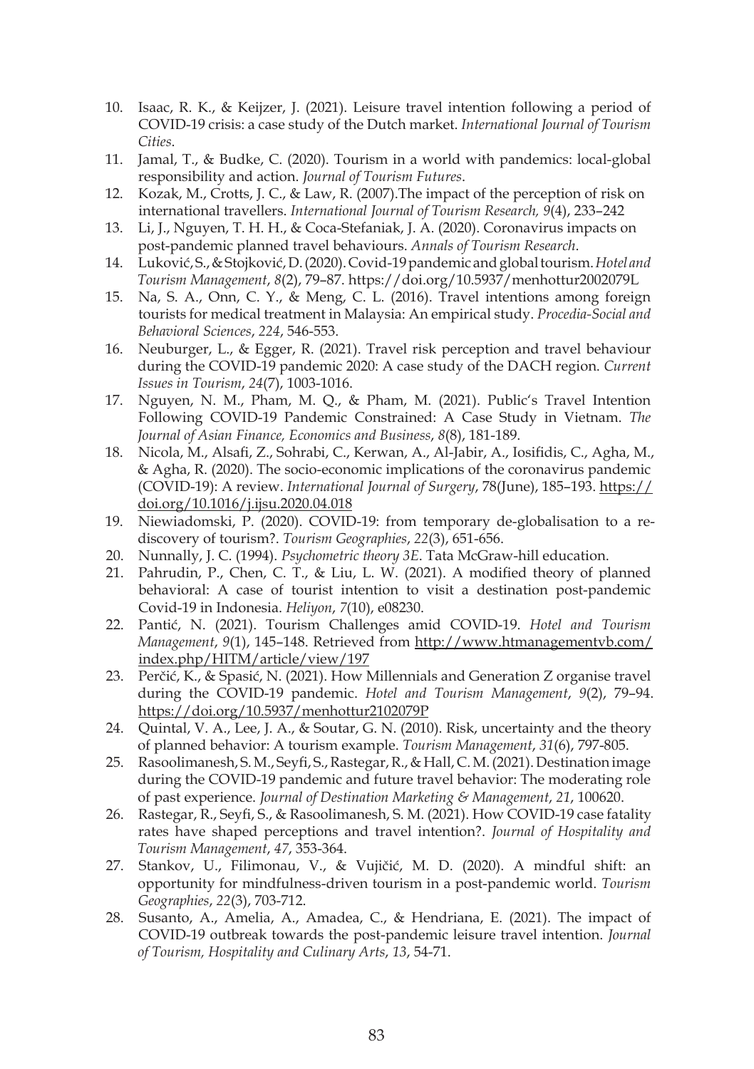10. Isaac, R. K., & Keijzer, J. (2021). Leisure travel intention following a period of COVID-19 crisis: a case study of the Dutch market. *International Journal of Tourism Cities*.
11. Jamal, T., & Budke, C. (2020). Tourism in a world with pandemics: local-global responsibility and action. *Journal of Tourism Futures*.
12. Kozak, M., Crotts, J. C., & Law, R. (2007).The impact of the perception of risk on international travellers. *International Journal of Tourism Research, 9*(4), 233–242
13. Li, J., Nguyen, T. H. H., & Coca-Stefaniak, J. A. (2020). Coronavirus impacts on post-pandemic planned travel behaviours. *Annals of Tourism Research*.
14. Luković, S., & Stojković, D. (2020). Covid-19 pandemic and global tourism. *Hotel and Tourism Management*, *8*(2), 79–87. https://doi.org/10.5937/menhottur2002079L
15. Na, S. A., Onn, C. Y., & Meng, C. L. (2016). Travel intentions among foreign tourists for medical treatment in Malaysia: An empirical study. *Procedia-Social and Behavioral Sciences*, *224*, 546-553.
16. Neuburger, L., & Egger, R. (2021). Travel risk perception and travel behaviour during the COVID-19 pandemic 2020: A case study of the DACH region. *Current Issues in Tourism*, *24*(7), 1003-1016.
17. Nguyen, N. M., Pham, M. Q., & Pham, M. (2021). Public's Travel Intention Following COVID-19 Pandemic Constrained: A Case Study in Vietnam. *The Journal of Asian Finance, Economics and Business*, *8*(8), 181-189.
18. Nicola, M., Alsafi, Z., Sohrabi, C., Kerwan, A., Al-Jabir, A., Iosifidis, C., Agha, M., & Agha, R. (2020). The socio-economic implications of the coronavirus pandemic (COVID-19): A review. *International Journal of Surgery*, 78(June), 185–193. https://doi.org/10.1016/j.ijsu.2020.04.018
19. Niewiadomski, P. (2020). COVID-19: from temporary de-globalisation to a re-discovery of tourism?. *Tourism Geographies*, *22*(3), 651-656.
20. Nunnally, J. C. (1994). *Psychometric theory 3E*. Tata McGraw-hill education.
21. Pahrudin, P., Chen, C. T., & Liu, L. W. (2021). A modified theory of planned behavioral: A case of tourist intention to visit a destination post-pandemic Covid-19 in Indonesia. *Heliyon*, *7*(10), e08230.
22. Pantić, N. (2021). Tourism Challenges amid COVID-19. *Hotel and Tourism Management*, *9*(1), 145–148. Retrieved from http://www.htmanagementvb.com/index.php/HITM/article/view/197
23. Perčić, K., & Spasić, N. (2021). How Millennials and Generation Z organise travel during the COVID-19 pandemic. *Hotel and Tourism Management*, *9*(2), 79–94. https://doi.org/10.5937/menhottur2102079P
24. Quintal, V. A., Lee, J. A., & Soutar, G. N. (2010). Risk, uncertainty and the theory of planned behavior: A tourism example. *Tourism Management*, *31*(6), 797-805.
25. Rasoolimanesh, S. M., Seyfi, S., Rastegar, R., & Hall, C. M. (2021). Destination image during the COVID-19 pandemic and future travel behavior: The moderating role of past experience. *Journal of Destination Marketing & Management*, *21*, 100620.
26. Rastegar, R., Seyfi, S., & Rasoolimanesh, S. M. (2021). How COVID-19 case fatality rates have shaped perceptions and travel intention?. *Journal of Hospitality and Tourism Management*, *47*, 353-364.
27. Stankov, U., Filimonau, V., & Vujičić, M. D. (2020). A mindful shift: an opportunity for mindfulness-driven tourism in a post-pandemic world. *Tourism Geographies*, *22*(3), 703-712.
28. Susanto, A., Amelia, A., Amadea, C., & Hendriana, E. (2021). The impact of COVID-19 outbreak towards the post-pandemic leisure travel intention. *Journal of Tourism, Hospitality and Culinary Arts*, *13*, 54-71.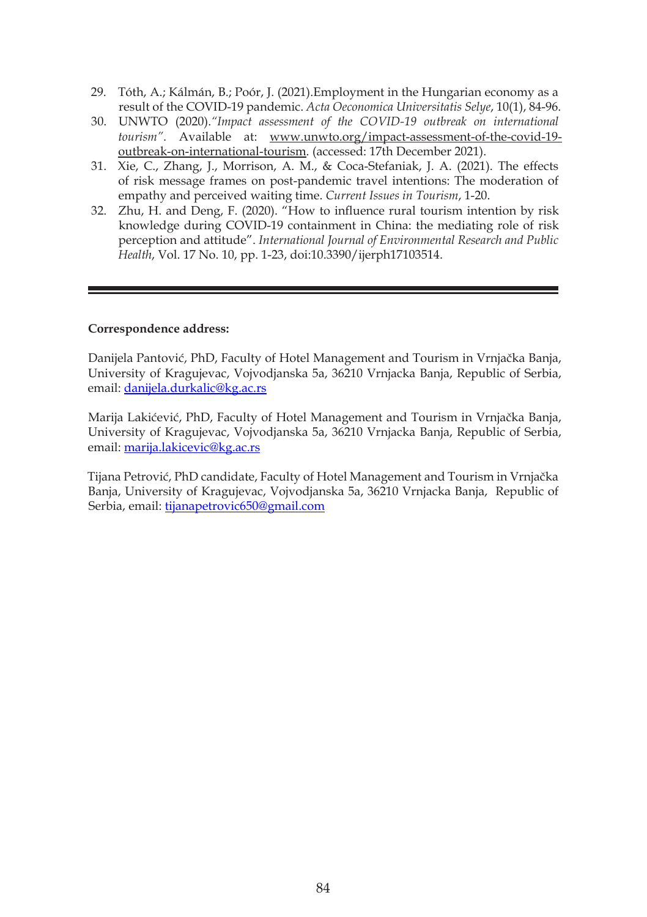29. Tóth, A.; Kálmán, B.; Poór, J. (2021).Employment in the Hungarian economy as a result of the COVID-19 pandemic. *Acta Oeconomica Universitatis Selye*, 10(1), 84-96.
30. UNWTO (2020).*"Impact assessment of the COVID-19 outbreak on international tourism"*. Available at: www.unwto.org/impact-assessment-of-the-covid-19-outbreak-on-international-tourism. (accessed: 17th December 2021).
31. Xie, C., Zhang, J., Morrison, A. M., & Coca-Stefaniak, J. A. (2021). The effects of risk message frames on post-pandemic travel intentions: The moderation of empathy and perceived waiting time. *Current Issues in Tourism*, 1-20.
32. Zhu, H. and Deng, F. (2020). "How to influence rural tourism intention by risk knowledge during COVID-19 containment in China: the mediating role of risk perception and attitude". *International Journal of Environmental Research and Public Health*, Vol. 17 No. 10, pp. 1-23, doi:10.3390/ijerph17103514.

---

**Correspondence address:**

Danijela Pantović, PhD, Faculty of Hotel Management and Tourism in Vrnjačka Banja, University of Kragujevac, Vojvodjanska 5a, 36210 Vrnjacka Banja, Republic of Serbia, email: danijela.durkalic@kg.ac.rs

Marija Lakićević, PhD, Faculty of Hotel Management and Tourism in Vrnjačka Banja, University of Kragujevac, Vojvodjanska 5a, 36210 Vrnjacka Banja, Republic of Serbia, email: marija.lakicevic@kg.ac.rs

Tijana Petrović, PhD candidate, Faculty of Hotel Management and Tourism in Vrnjačka Banja, University of Kragujevac, Vojvodjanska 5a, 36210 Vrnjacka Banja, Republic of Serbia, email: tijanapetrovic650@gmail.com